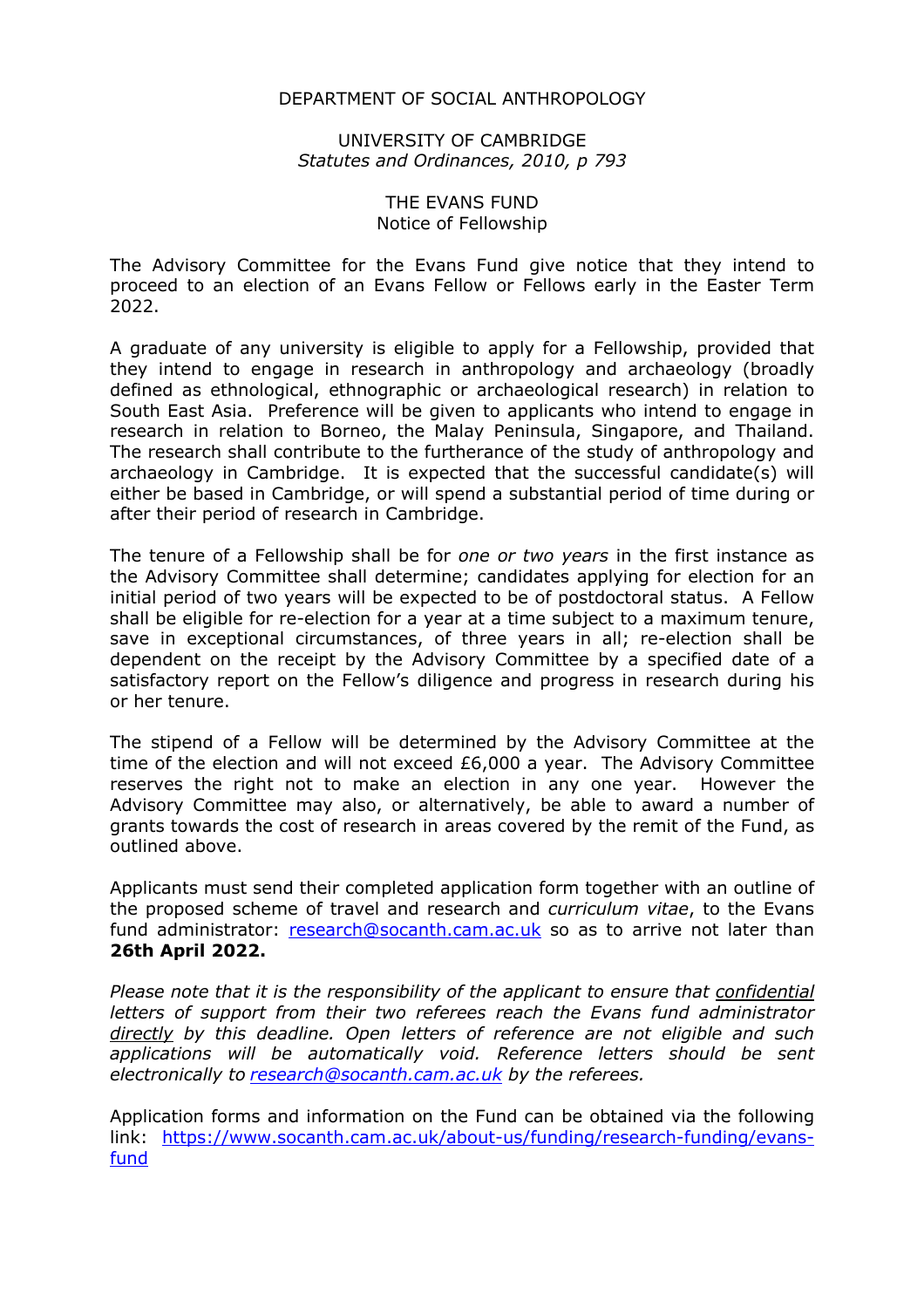DEPARTMENT OF SOCIAL ANTHROPOLOGY

UNIVERSITY OF CAMBRIDGE
*Statutes and Ordinances, 2010, p 793*

# THE EVANS FUND
## Notice of Fellowship

The Advisory Committee for the Evans Fund give notice that they intend to proceed to an election of an Evans Fellow or Fellows early in the Easter Term 2022.

A graduate of any university is eligible to apply for a Fellowship, provided that they intend to engage in research in anthropology and archaeology (broadly defined as ethnological, ethnographic or archaeological research) in relation to South East Asia. Preference will be given to applicants who intend to engage in research in relation to Borneo, the Malay Peninsula, Singapore, and Thailand. The research shall contribute to the furtherance of the study of anthropology and archaeology in Cambridge. It is expected that the successful candidate(s) will either be based in Cambridge, or will spend a substantial period of time during or after their period of research in Cambridge.

The tenure of a Fellowship shall be for *one or two years* in the first instance as the Advisory Committee shall determine; candidates applying for election for an initial period of two years will be expected to be of postdoctoral status. A Fellow shall be eligible for re-election for a year at a time subject to a maximum tenure, save in exceptional circumstances, of three years in all; re-election shall be dependent on the receipt by the Advisory Committee by a specified date of a satisfactory report on the Fellow's diligence and progress in research during his or her tenure.

The stipend of a Fellow will be determined by the Advisory Committee at the time of the election and will not exceed £6,000 a year. The Advisory Committee reserves the right not to make an election in any one year. However the Advisory Committee may also, or alternatively, be able to award a number of grants towards the cost of research in areas covered by the remit of the Fund, as outlined above.

Applicants must send their completed application form together with an outline of the proposed scheme of travel and research and *curriculum vitae*, to the Evans fund administrator: research@socanth.cam.ac.uk so as to arrive not later than **26th April 2022.**

*Please note that it is the responsibility of the applicant to ensure that confidential letters of support from their two referees reach the Evans fund administrator directly by this deadline. Open letters of reference are not eligible and such applications will be automatically void. Reference letters should be sent electronically to research@socanth.cam.ac.uk by the referees.*

Application forms and information on the Fund can be obtained via the following link: https://www.socanth.cam.ac.uk/about-us/funding/research-funding/evans-fund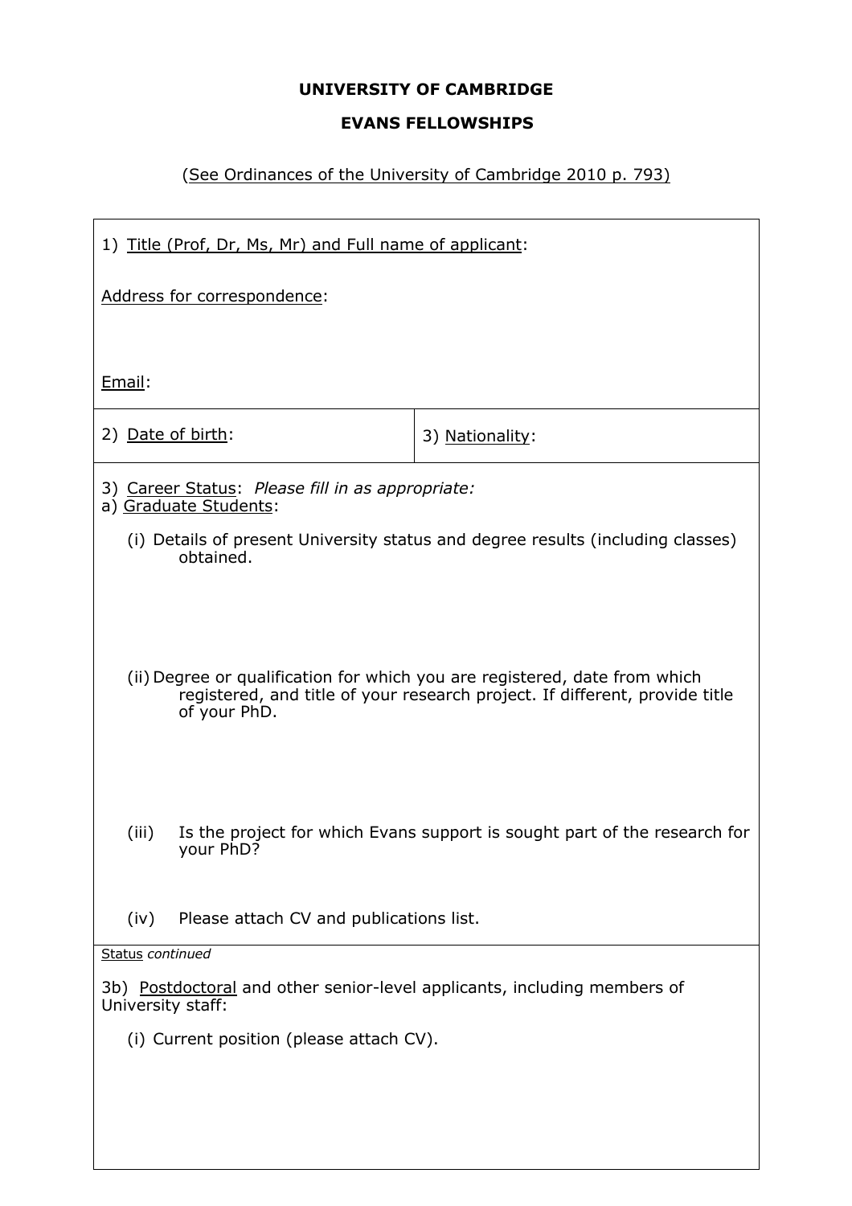**UNIVERSITY OF CAMBRIDGE**

**EVANS FELLOWSHIPS**

(See Ordinances of the University of Cambridge 2010 p. 793)

1) Title (Prof, Dr, Ms, Mr) and Full name of applicant:

Address for correspondence:

Email:

| 2) Date of birth: | 3) Nationality: |
|---|---|

3) Career Status: *Please fill in as appropriate:*

a) Graduate Students:

(i) Details of present University status and degree results (including classes) obtained.

(ii) Degree or qualification for which you are registered, date from which registered, and title of your research project. If different, provide title of your PhD.

(iii) Is the project for which Evans support is sought part of the research for your PhD?

(iv) Please attach CV and publications list.

Status *continued*

3b) Postdoctoral and other senior-level applicants, including members of University staff:

(i) Current position (please attach CV).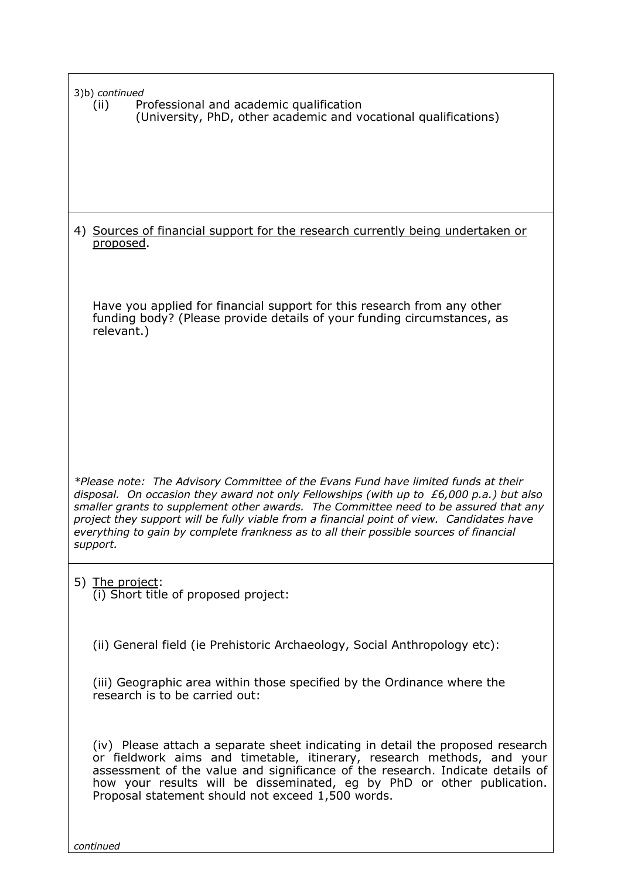3)b) *continued*

(ii) Professional and academic qualification
(University, PhD, other academic and vocational qualifications)

4) <u>Sources of financial support for the research currently being undertaken or proposed</u>.

Have you applied for financial support for this research from any other funding body? (Please provide details of your funding circumstances, as relevant.)

*\*Please note: The Advisory Committee of the Evans Fund have limited funds at their disposal. On occasion they award not only Fellowships (with up to £6,000 p.a.) but also smaller grants to supplement other awards. The Committee need to be assured that any project they support will be fully viable from a financial point of view. Candidates have everything to gain by complete frankness as to all their possible sources of financial support.*

5) <u>The project</u>:

(i) Short title of proposed project:

(ii) General field (ie Prehistoric Archaeology, Social Anthropology etc):

(iii) Geographic area within those specified by the Ordinance where the research is to be carried out:

(iv) Please attach a separate sheet indicating in detail the proposed research or fieldwork aims and timetable, itinerary, research methods, and your assessment of the value and significance of the research. Indicate details of how your results will be disseminated, eg by PhD or other publication. Proposal statement should not exceed 1,500 words.

*continued*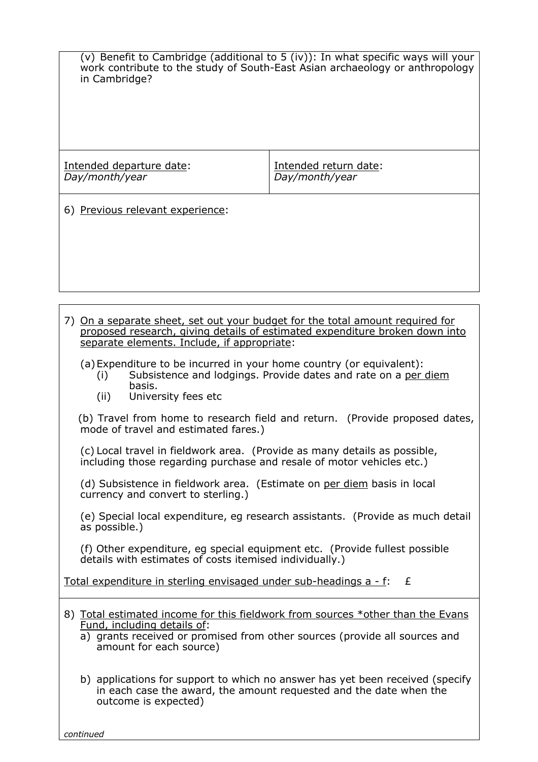(v) Benefit to Cambridge (additional to 5 (iv)): In what specific ways will your work contribute to the study of South-East Asian archaeology or anthropology in Cambridge?

| Intended departure date: *Day/month/year* | Intended return date: *Day/month/year* |
|---|---|

6) Previous relevant experience:

7) On a separate sheet, set out your budget for the total amount required for proposed research, giving details of estimated expenditure broken down into separate elements. Include, if appropriate:

(a) Expenditure to be incurred in your home country (or equivalent):
   - (i) Subsistence and lodgings. Provide dates and rate on a per diem basis.
   - (ii) University fees etc

(b) Travel from home to research field and return. (Provide proposed dates, mode of travel and estimated fares.)

(c) Local travel in fieldwork area. (Provide as many details as possible, including those regarding purchase and resale of motor vehicles etc.)

(d) Subsistence in fieldwork area. (Estimate on per diem basis in local currency and convert to sterling.)

(e) Special local expenditure, eg research assistants. (Provide as much detail as possible.)

(f) Other expenditure, eg special equipment etc. (Provide fullest possible details with estimates of costs itemised individually.)

Total expenditure in sterling envisaged under sub-headings a - f: £

8) Total estimated income for this fieldwork from sources *other than the Evans Fund, including details of:

a) grants received or promised from other sources (provide all sources and amount for each source)

b) applications for support to which no answer has yet been received (specify in each case the award, the amount requested and the date when the outcome is expected)

*continued*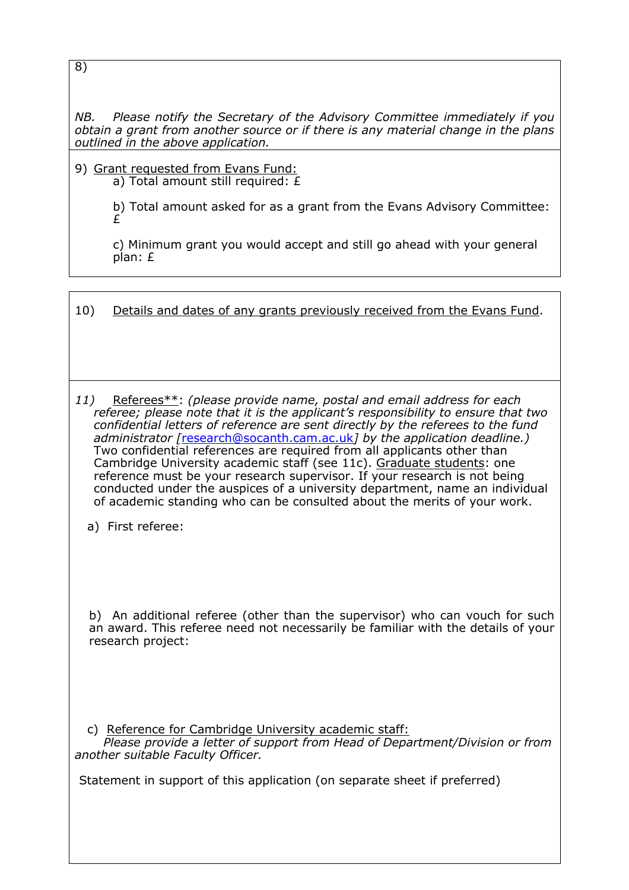8)

*NB. Please notify the Secretary of the Advisory Committee immediately if you obtain a grant from another source or if there is any material change in the plans outlined in the above application.*

9) Grant requested from Evans Fund:

a) Total amount still required: £

b) Total amount asked for as a grant from the Evans Advisory Committee: £

c) Minimum grant you would accept and still go ahead with your general plan: £

10) Details and dates of any grants previously received from the Evans Fund.

*11)* Referees**: *(please provide name, postal and email address for each referee; please note that it is the applicant's responsibility to ensure that two confidential letters of reference are sent directly by the referees to the fund administrator [research@socanth.cam.ac.uk] by the application deadline.)* Two confidential references are required from all applicants other than Cambridge University academic staff (see 11c). Graduate students: one reference must be your research supervisor. If your research is not being conducted under the auspices of a university department, name an individual of academic standing who can be consulted about the merits of your work.

a) First referee:

b) An additional referee (other than the supervisor) who can vouch for such an award. This referee need not necessarily be familiar with the details of your research project:

c) Reference for Cambridge University academic staff:
*Please provide a letter of support from Head of Department/Division or from another suitable Faculty Officer.*

Statement in support of this application (on separate sheet if preferred)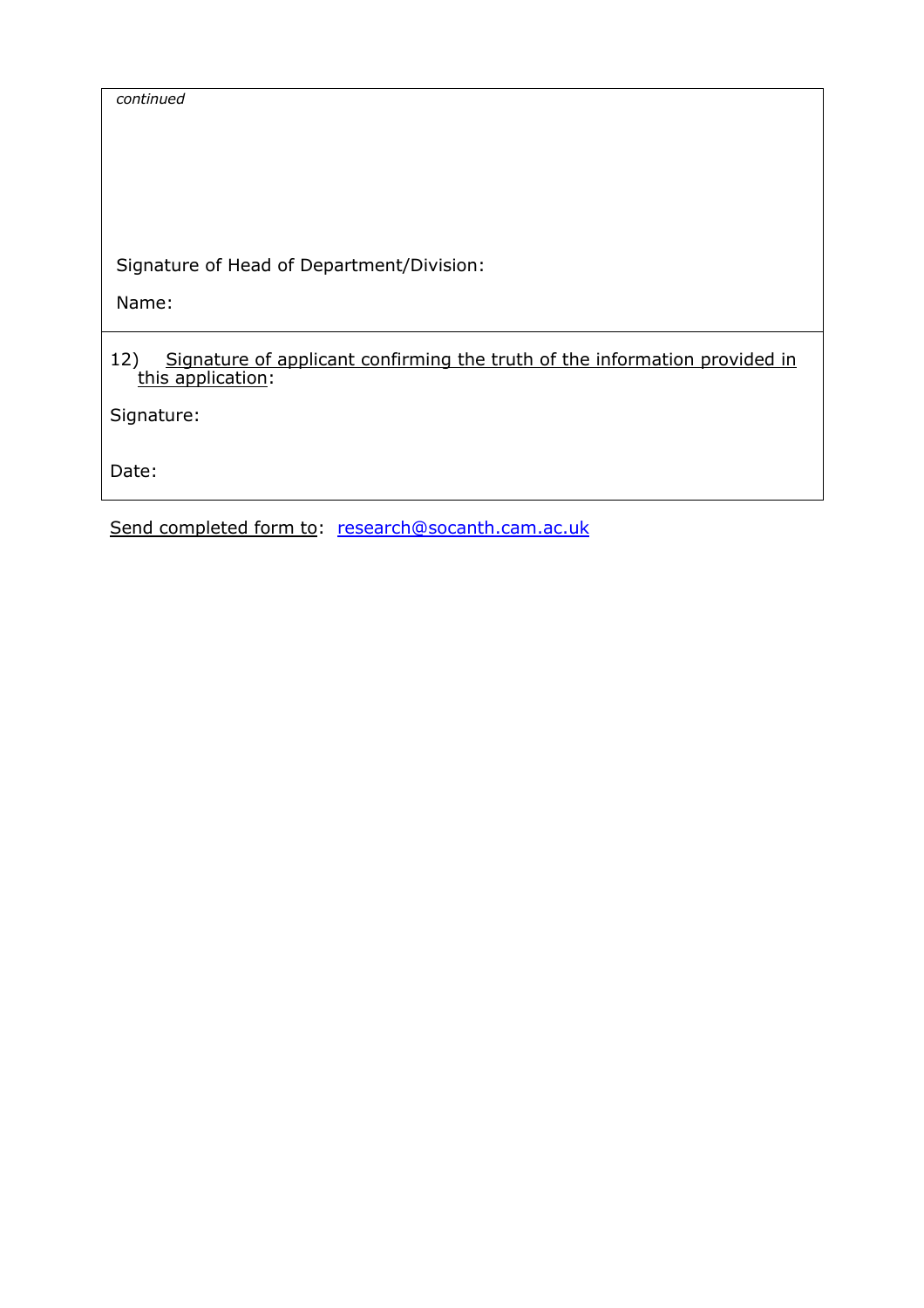*continued*

Signature of Head of Department/Division:

Name:

12) Signature of applicant confirming the truth of the information provided in this application:

Signature:

Date:

Send completed form to: research@socanth.cam.ac.uk